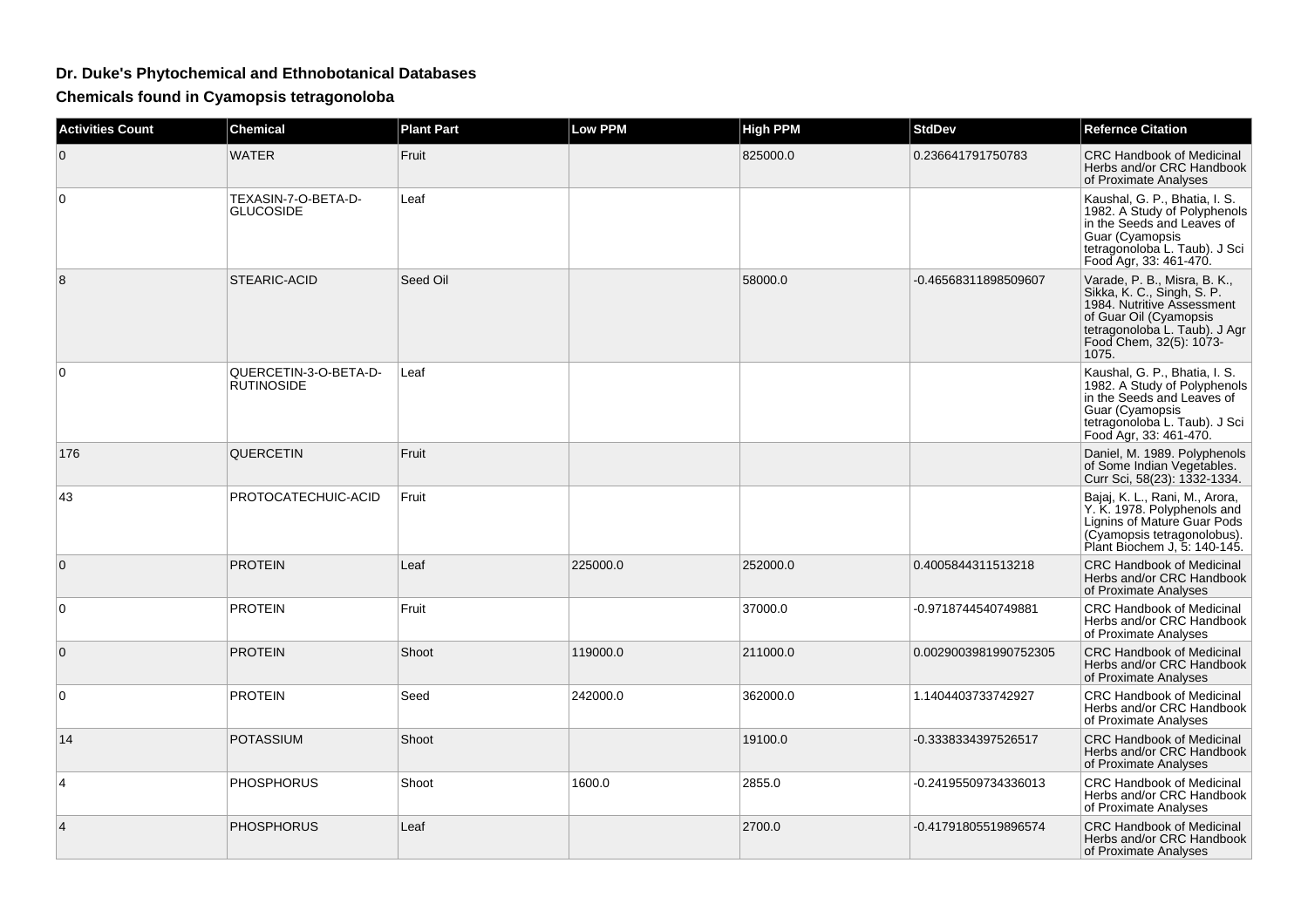# Dr. Duke's Phytochemical and Ethnobotanical Databases

## Chemicals found in Cyamopsis tetragonoloba

| Activities Count | Chemical | Plant Part | Low PPM | High PPM | StdDev | Refernce Citation |
|---|---|---|---|---|---|---|
| 0 | WATER | Fruit | | 825000.0 | 0.236641791750783 | CRC Handbook of Medicinal Herbs and/or CRC Handbook of Proximate Analyses |
| 0 | TEXASIN-7-O-BETA-D-GLUCOSIDE | Leaf | | | | Kaushal, G. P., Bhatia, I. S. 1982. A Study of Polyphenols in the Seeds and Leaves of Guar (Cyamopsis tetragonoloba L. Taub). J Sci Food Agr, 33: 461-470. |
| 8 | STEARIC-ACID | Seed Oil | | 58000.0 | -0.46568311898509607 | Varade, P. B., Misra, B. K., Sikka, K. C., Singh, S. P. 1984. Nutritive Assessment of Guar Oil (Cyamopsis tetragonoloba L. Taub). J Agr Food Chem, 32(5): 1073-1075. |
| 0 | QUERCETIN-3-O-BETA-D-RUTINOSIDE | Leaf | | | | Kaushal, G. P., Bhatia, I. S. 1982. A Study of Polyphenols in the Seeds and Leaves of Guar (Cyamopsis tetragonoloba L. Taub). J Sci Food Agr, 33: 461-470. |
| 176 | QUERCETIN | Fruit | | | | Daniel, M. 1989. Polyphenols of Some Indian Vegetables. Curr Sci, 58(23): 1332-1334. |
| 43 | PROTOCATECHUIC-ACID | Fruit | | | | Bajaj, K. L., Rani, M., Arora, Y. K. 1978. Polyphenols and Lignins of Mature Guar Pods (Cyamopsis tetragonolobus). Plant Biochem J, 5: 140-145. |
| 0 | PROTEIN | Leaf | 225000.0 | 252000.0 | 0.4005844311513218 | CRC Handbook of Medicinal Herbs and/or CRC Handbook of Proximate Analyses |
| 0 | PROTEIN | Fruit | | 37000.0 | -0.9718744540749881 | CRC Handbook of Medicinal Herbs and/or CRC Handbook of Proximate Analyses |
| 0 | PROTEIN | Shoot | 119000.0 | 211000.0 | 0.0029003981990752305 | CRC Handbook of Medicinal Herbs and/or CRC Handbook of Proximate Analyses |
| 0 | PROTEIN | Seed | 242000.0 | 362000.0 | 1.1404403733742927 | CRC Handbook of Medicinal Herbs and/or CRC Handbook of Proximate Analyses |
| 14 | POTASSIUM | Shoot | | 19100.0 | -0.3338334397526517 | CRC Handbook of Medicinal Herbs and/or CRC Handbook of Proximate Analyses |
| 4 | PHOSPHORUS | Shoot | 1600.0 | 2855.0 | -0.24195509734336013 | CRC Handbook of Medicinal Herbs and/or CRC Handbook of Proximate Analyses |
| 4 | PHOSPHORUS | Leaf | | 2700.0 | -0.41791805519896574 | CRC Handbook of Medicinal Herbs and/or CRC Handbook of Proximate Analyses |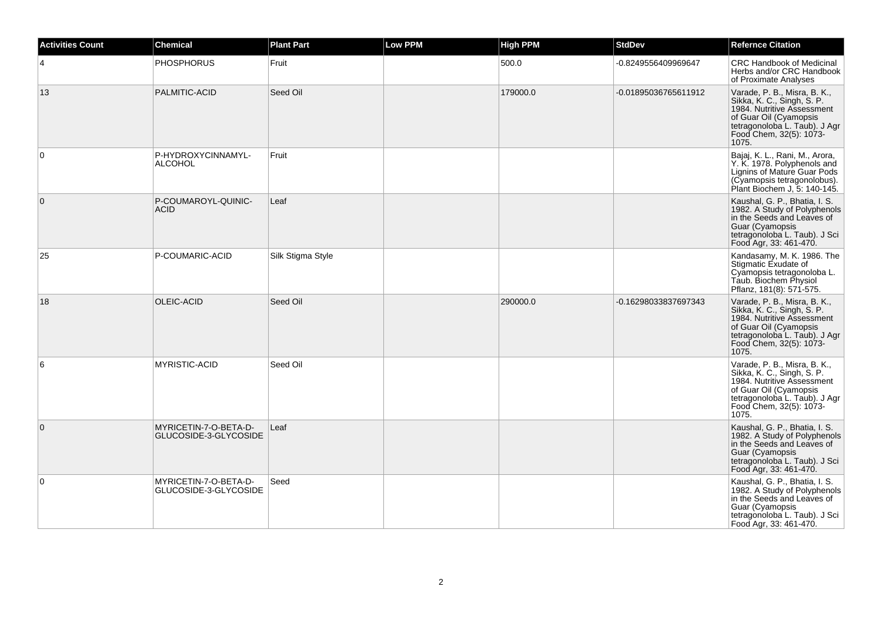| Activities Count | Chemical | Plant Part | Low PPM | High PPM | StdDev | Refernce Citation |
| --- | --- | --- | --- | --- | --- | --- |
| 4 | PHOSPHORUS | Fruit | | 500.0 | -0.8249556409969647 | CRC Handbook of Medicinal Herbs and/or CRC Handbook of Proximate Analyses |
| 13 | PALMITIC-ACID | Seed Oil | | 179000.0 | -0.01895036765611912 | Varade, P. B., Misra, B. K., Sikka, K. C., Singh, S. P. 1984. Nutritive Assessment of Guar Oil (Cyamopsis tetragonoloba L. Taub). J Agr Food Chem, 32(5): 1073-1075. |
| 0 | P-HYDROXYCINNAMYL-ALCOHOL | Fruit | | | | Bajaj, K. L., Rani, M., Arora, Y. K. 1978. Polyphenols and Lignins of Mature Guar Pods (Cyamopsis tetragonolobus). Plant Biochem J, 5: 140-145. |
| 0 | P-COUMAROYL-QUINIC-ACID | Leaf | | | | Kaushal, G. P., Bhatia, I. S. 1982. A Study of Polyphenols in the Seeds and Leaves of Guar (Cyamopsis tetragonoloba L. Taub). J Sci Food Agr, 33: 461-470. |
| 25 | P-COUMARIC-ACID | Silk Stigma Style | | | | Kandasamy, M. K. 1986. The Stigmatic Exudate of Cyamopsis tetragonoloba L. Taub. Biochem Physiol Pflanz, 181(8): 571-575. |
| 18 | OLEIC-ACID | Seed Oil | | 290000.0 | -0.16298033837697343 | Varade, P. B., Misra, B. K., Sikka, K. C., Singh, S. P. 1984. Nutritive Assessment of Guar Oil (Cyamopsis tetragonoloba L. Taub). J Agr Food Chem, 32(5): 1073-1075. |
| 6 | MYRISTIC-ACID | Seed Oil | | | | Varade, P. B., Misra, B. K., Sikka, K. C., Singh, S. P. 1984. Nutritive Assessment of Guar Oil (Cyamopsis tetragonoloba L. Taub). J Agr Food Chem, 32(5): 1073-1075. |
| 0 | MYRICETIN-7-O-BETA-D-GLUCOSIDE-3-GLYCOSIDE | Leaf | | | | Kaushal, G. P., Bhatia, I. S. 1982. A Study of Polyphenols in the Seeds and Leaves of Guar (Cyamopsis tetragonoloba L. Taub). J Sci Food Agr, 33: 461-470. |
| 0 | MYRICETIN-7-O-BETA-D-GLUCOSIDE-3-GLYCOSIDE | Seed | | | | Kaushal, G. P., Bhatia, I. S. 1982. A Study of Polyphenols in the Seeds and Leaves of Guar (Cyamopsis tetragonoloba L. Taub). J Sci Food Agr, 33: 461-470. |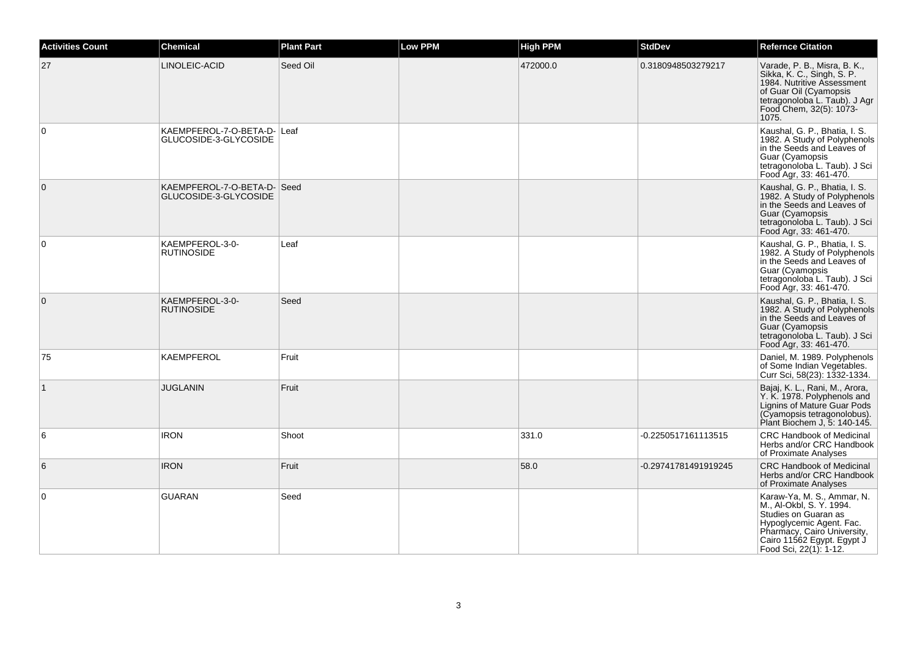| Activities Count | Chemical | Plant Part | Low PPM | High PPM | StdDev | Refernce Citation |
|---|---|---|---|---|---|---|
| 27 | LINOLEIC-ACID | Seed Oil | | 472000.0 | 0.3180948503279217 | Varade, P. B., Misra, B. K., Sikka, K. C., Singh, S. P. 1984. Nutritive Assessment of Guar Oil (Cyamopsis tetragonoloba L. Taub). J Agr Food Chem, 32(5): 1073-1075. |
| 0 | KAEMPFEROL-7-O-BETA-D-GLUCOSIDE-3-GLYCOSIDE | Leaf | | | | Kaushal, G. P., Bhatia, I. S. 1982. A Study of Polyphenols in the Seeds and Leaves of Guar (Cyamopsis tetragonoloba L. Taub). J Sci Food Agr, 33: 461-470. |
| 0 | KAEMPFEROL-7-O-BETA-D-GLUCOSIDE-3-GLYCOSIDE | Seed | | | | Kaushal, G. P., Bhatia, I. S. 1982. A Study of Polyphenols in the Seeds and Leaves of Guar (Cyamopsis tetragonoloba L. Taub). J Sci Food Agr, 33: 461-470. |
| 0 | KAEMPFEROL-3-0-RUTINOSIDE | Leaf | | | | Kaushal, G. P., Bhatia, I. S. 1982. A Study of Polyphenols in the Seeds and Leaves of Guar (Cyamopsis tetragonoloba L. Taub). J Sci Food Agr, 33: 461-470. |
| 0 | KAEMPFEROL-3-0-RUTINOSIDE | Seed | | | | Kaushal, G. P., Bhatia, I. S. 1982. A Study of Polyphenols in the Seeds and Leaves of Guar (Cyamopsis tetragonoloba L. Taub). J Sci Food Agr, 33: 461-470. |
| 75 | KAEMPFEROL | Fruit | | | | Daniel, M. 1989. Polyphenols of Some Indian Vegetables. Curr Sci, 58(23): 1332-1334. |
| 1 | JUGLANIN | Fruit | | | | Bajaj, K. L., Rani, M., Arora, Y. K. 1978. Polyphenols and Lignins of Mature Guar Pods (Cyamopsis tetragonolobus). Plant Biochem J, 5: 140-145. |
| 6 | IRON | Shoot | | 331.0 | -0.2250517161113515 | CRC Handbook of Medicinal Herbs and/or CRC Handbook of Proximate Analyses |
| 6 | IRON | Fruit | | 58.0 | -0.29741781491919245 | CRC Handbook of Medicinal Herbs and/or CRC Handbook of Proximate Analyses |
| 0 | GUARAN | Seed | | | | Karaw-Ya, M. S., Ammar, N. M., Al-Okbl, S. Y. 1994. Studies on Guaran as Hypoglycemic Agent. Fac. Pharmacy, Cairo University, Cairo 11562 Egypt. Egypt J Food Sci, 22(1): 1-12. |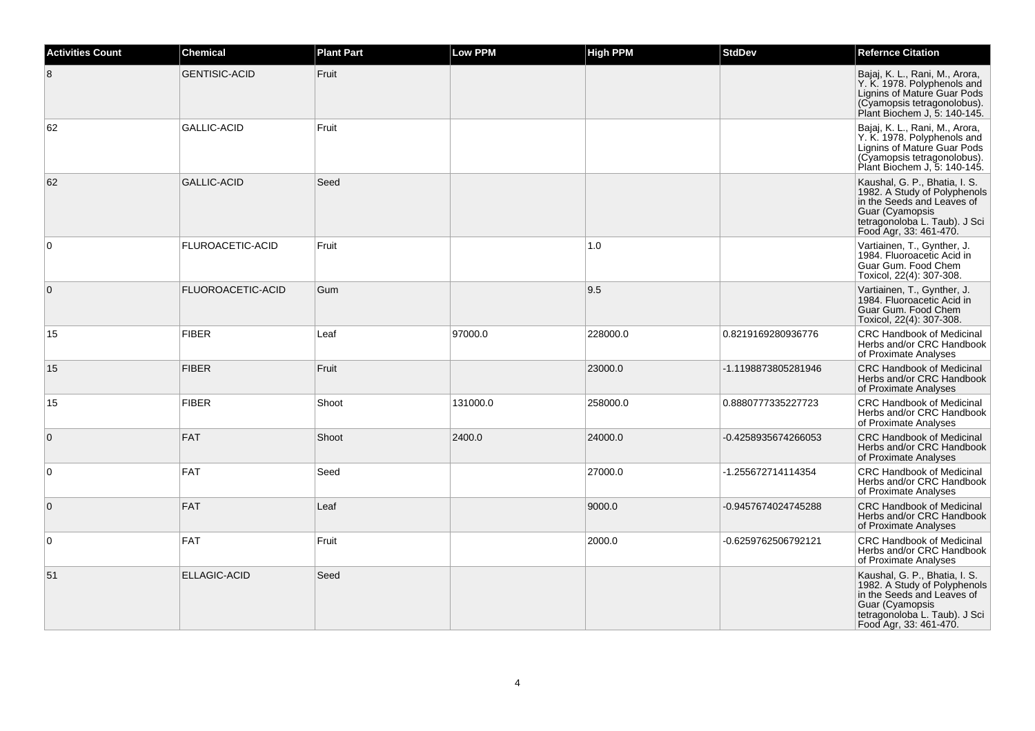| Activities Count | Chemical | Plant Part | Low PPM | High PPM | StdDev | Refernce Citation |
|---|---|---|---|---|---|---|
| 8 | GENTISIC-ACID | Fruit | | | | Bajaj, K. L., Rani, M., Arora, Y. K. 1978. Polyphenols and Lignins of Mature Guar Pods (Cyamopsis tetragonolobus). Plant Biochem J, 5: 140-145. |
| 62 | GALLIC-ACID | Fruit | | | | Bajaj, K. L., Rani, M., Arora, Y. K. 1978. Polyphenols and Lignins of Mature Guar Pods (Cyamopsis tetragonolobus). Plant Biochem J, 5: 140-145. |
| 62 | GALLIC-ACID | Seed | | | | Kaushal, G. P., Bhatia, I. S. 1982. A Study of Polyphenols in the Seeds and Leaves of Guar (Cyamopsis tetragonoloba L. Taub). J Sci Food Agr, 33: 461-470. |
| 0 | FLUROACETIC-ACID | Fruit | | 1.0 | | Vartiainen, T., Gynther, J. 1984. Fluoroacetic Acid in Guar Gum. Food Chem Toxicol, 22(4): 307-308. |
| 0 | FLUOROACETIC-ACID | Gum | | 9.5 | | Vartiainen, T., Gynther, J. 1984. Fluoroacetic Acid in Guar Gum. Food Chem Toxicol, 22(4): 307-308. |
| 15 | FIBER | Leaf | 97000.0 | 228000.0 | 0.8219169280936776 | CRC Handbook of Medicinal Herbs and/or CRC Handbook of Proximate Analyses |
| 15 | FIBER | Fruit | | 23000.0 | -1.1198873805281946 | CRC Handbook of Medicinal Herbs and/or CRC Handbook of Proximate Analyses |
| 15 | FIBER | Shoot | 131000.0 | 258000.0 | 0.8880777335227723 | CRC Handbook of Medicinal Herbs and/or CRC Handbook of Proximate Analyses |
| 0 | FAT | Shoot | 2400.0 | 24000.0 | -0.4258935674266053 | CRC Handbook of Medicinal Herbs and/or CRC Handbook of Proximate Analyses |
| 0 | FAT | Seed | | 27000.0 | -1.255672714114354 | CRC Handbook of Medicinal Herbs and/or CRC Handbook of Proximate Analyses |
| 0 | FAT | Leaf | | 9000.0 | -0.9457674024745288 | CRC Handbook of Medicinal Herbs and/or CRC Handbook of Proximate Analyses |
| 0 | FAT | Fruit | | 2000.0 | -0.6259762506792121 | CRC Handbook of Medicinal Herbs and/or CRC Handbook of Proximate Analyses |
| 51 | ELLAGIC-ACID | Seed | | | | Kaushal, G. P., Bhatia, I. S. 1982. A Study of Polyphenols in the Seeds and Leaves of Guar (Cyamopsis tetragonoloba L. Taub). J Sci Food Agr, 33: 461-470. |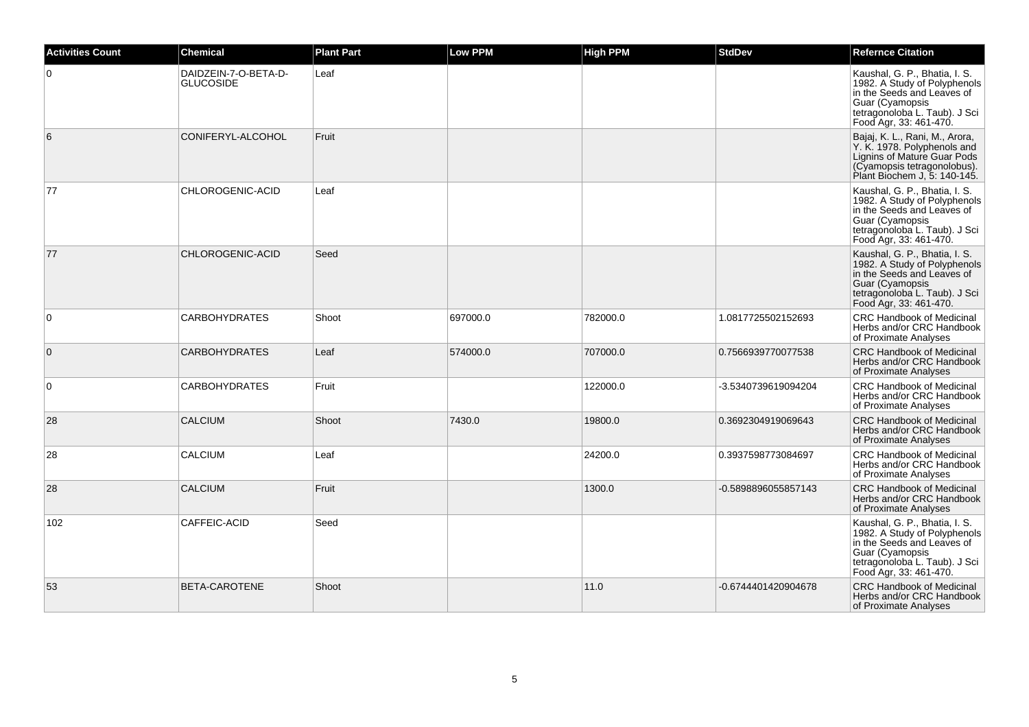| Activities Count | Chemical | Plant Part | Low PPM | High PPM | StdDev | Refernce Citation |
|---|---|---|---|---|---|---|
| 0 | DAIDZEIN-7-O-BETA-D-GLUCOSIDE | Leaf | | | | Kaushal, G. P., Bhatia, I. S. 1982. A Study of Polyphenols in the Seeds and Leaves of Guar (Cyamopsis tetragonoloba L. Taub). J Sci Food Agr, 33: 461-470. |
| 6 | CONIFERYL-ALCOHOL | Fruit | | | | Bajaj, K. L., Rani, M., Arora, Y. K. 1978. Polyphenols and Lignins of Mature Guar Pods (Cyamopsis tetragonolobus). Plant Biochem J, 5: 140-145. |
| 77 | CHLOROGENIC-ACID | Leaf | | | | Kaushal, G. P., Bhatia, I. S. 1982. A Study of Polyphenols in the Seeds and Leaves of Guar (Cyamopsis tetragonoloba L. Taub). J Sci Food Agr, 33: 461-470. |
| 77 | CHLOROGENIC-ACID | Seed | | | | Kaushal, G. P., Bhatia, I. S. 1982. A Study of Polyphenols in the Seeds and Leaves of Guar (Cyamopsis tetragonoloba L. Taub). J Sci Food Agr, 33: 461-470. |
| 0 | CARBOHYDRATES | Shoot | 697000.0 | 782000.0 | 1.0817725502152693 | CRC Handbook of Medicinal Herbs and/or CRC Handbook of Proximate Analyses |
| 0 | CARBOHYDRATES | Leaf | 574000.0 | 707000.0 | 0.7566939770077538 | CRC Handbook of Medicinal Herbs and/or CRC Handbook of Proximate Analyses |
| 0 | CARBOHYDRATES | Fruit | | 122000.0 | -3.5340739619094204 | CRC Handbook of Medicinal Herbs and/or CRC Handbook of Proximate Analyses |
| 28 | CALCIUM | Shoot | 7430.0 | 19800.0 | 0.3692304919069643 | CRC Handbook of Medicinal Herbs and/or CRC Handbook of Proximate Analyses |
| 28 | CALCIUM | Leaf | | 24200.0 | 0.3937598773084697 | CRC Handbook of Medicinal Herbs and/or CRC Handbook of Proximate Analyses |
| 28 | CALCIUM | Fruit | | 1300.0 | -0.5898896055857143 | CRC Handbook of Medicinal Herbs and/or CRC Handbook of Proximate Analyses |
| 102 | CAFFEIC-ACID | Seed | | | | Kaushal, G. P., Bhatia, I. S. 1982. A Study of Polyphenols in the Seeds and Leaves of Guar (Cyamopsis tetragonoloba L. Taub). J Sci Food Agr, 33: 461-470. |
| 53 | BETA-CAROTENE | Shoot | | 11.0 | -0.6744401420904678 | CRC Handbook of Medicinal Herbs and/or CRC Handbook of Proximate Analyses |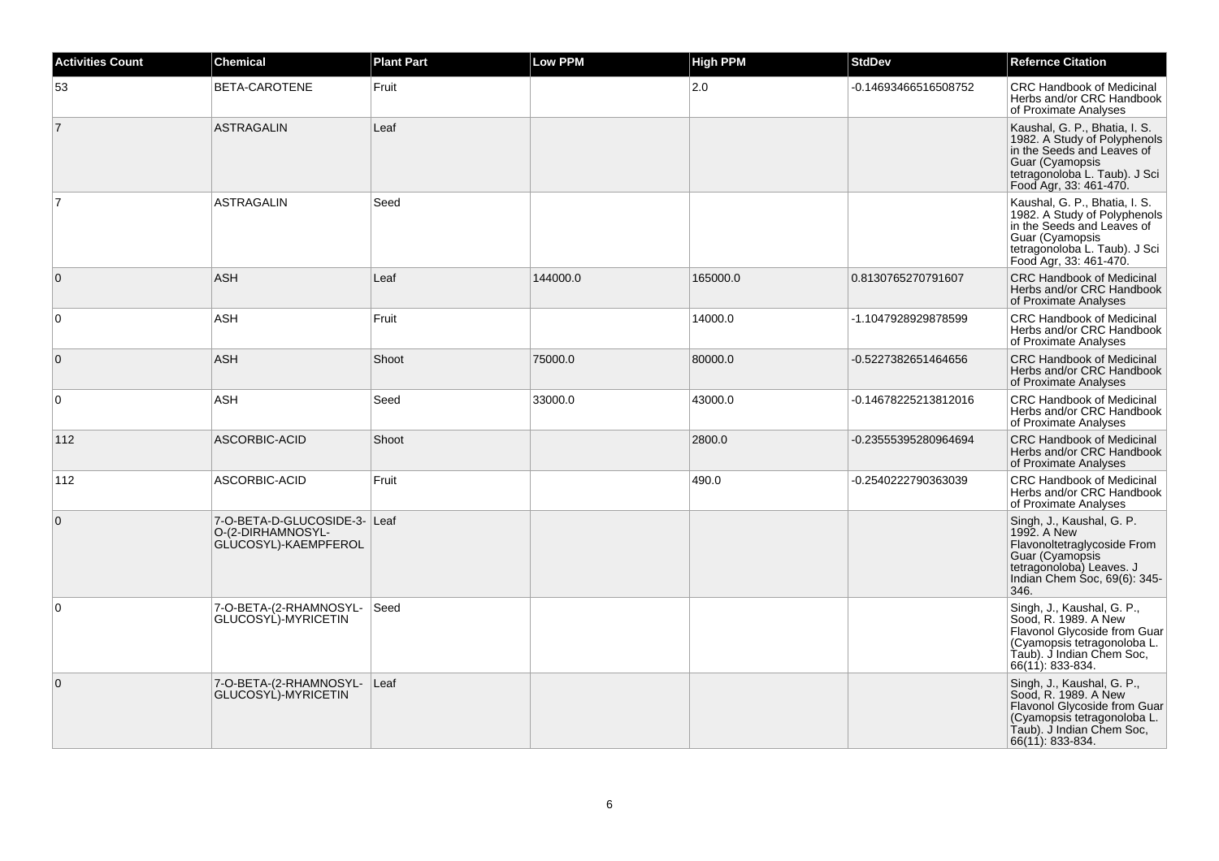| Activities Count | Chemical | Plant Part | Low PPM | High PPM | StdDev | Refernce Citation |
|---|---|---|---|---|---|---|
| 53 | BETA-CAROTENE | Fruit | | 2.0 | -0.14693466516508752 | CRC Handbook of Medicinal Herbs and/or CRC Handbook of Proximate Analyses |
| 7 | ASTRAGALIN | Leaf | | | | Kaushal, G. P., Bhatia, I. S. 1982. A Study of Polyphenols in the Seeds and Leaves of Guar (Cyamopsis tetragonoloba L. Taub). J Sci Food Agr, 33: 461-470. |
| 7 | ASTRAGALIN | Seed | | | | Kaushal, G. P., Bhatia, I. S. 1982. A Study of Polyphenols in the Seeds and Leaves of Guar (Cyamopsis tetragonoloba L. Taub). J Sci Food Agr, 33: 461-470. |
| 0 | ASH | Leaf | 144000.0 | 165000.0 | 0.8130765270791607 | CRC Handbook of Medicinal Herbs and/or CRC Handbook of Proximate Analyses |
| 0 | ASH | Fruit | | 14000.0 | -1.1047928929878599 | CRC Handbook of Medicinal Herbs and/or CRC Handbook of Proximate Analyses |
| 0 | ASH | Shoot | 75000.0 | 80000.0 | -0.5227382651464656 | CRC Handbook of Medicinal Herbs and/or CRC Handbook of Proximate Analyses |
| 0 | ASH | Seed | 33000.0 | 43000.0 | -0.14678225213812016 | CRC Handbook of Medicinal Herbs and/or CRC Handbook of Proximate Analyses |
| 112 | ASCORBIC-ACID | Shoot | | 2800.0 | -0.23555395280964694 | CRC Handbook of Medicinal Herbs and/or CRC Handbook of Proximate Analyses |
| 112 | ASCORBIC-ACID | Fruit | | 490.0 | -0.2540222790363039 | CRC Handbook of Medicinal Herbs and/or CRC Handbook of Proximate Analyses |
| 0 | 7-O-BETA-D-GLUCOSIDE-3-O-(2-DIRHAMNOSYL-GLUCOSYL)-KAEMPFEROL | Leaf | | | | Singh, J., Kaushal, G. P. 1992. A New Flavonoltetraglycoside From Guar (Cyamopsis tetragonoloba) Leaves. J Indian Chem Soc, 69(6): 345-346. |
| 0 | 7-O-BETA-(2-RHAMNOSYL-GLUCOSYL)-MYRICETIN | Seed | | | | Singh, J., Kaushal, G. P., Sood, R. 1989. A New Flavonol Glycoside from Guar (Cyamopsis tetragonoloba L. Taub). J Indian Chem Soc, 66(11): 833-834. |
| 0 | 7-O-BETA-(2-RHAMNOSYL-GLUCOSYL)-MYRICETIN | Leaf | | | | Singh, J., Kaushal, G. P., Sood, R. 1989. A New Flavonol Glycoside from Guar (Cyamopsis tetragonoloba L. Taub). J Indian Chem Soc, 66(11): 833-834. |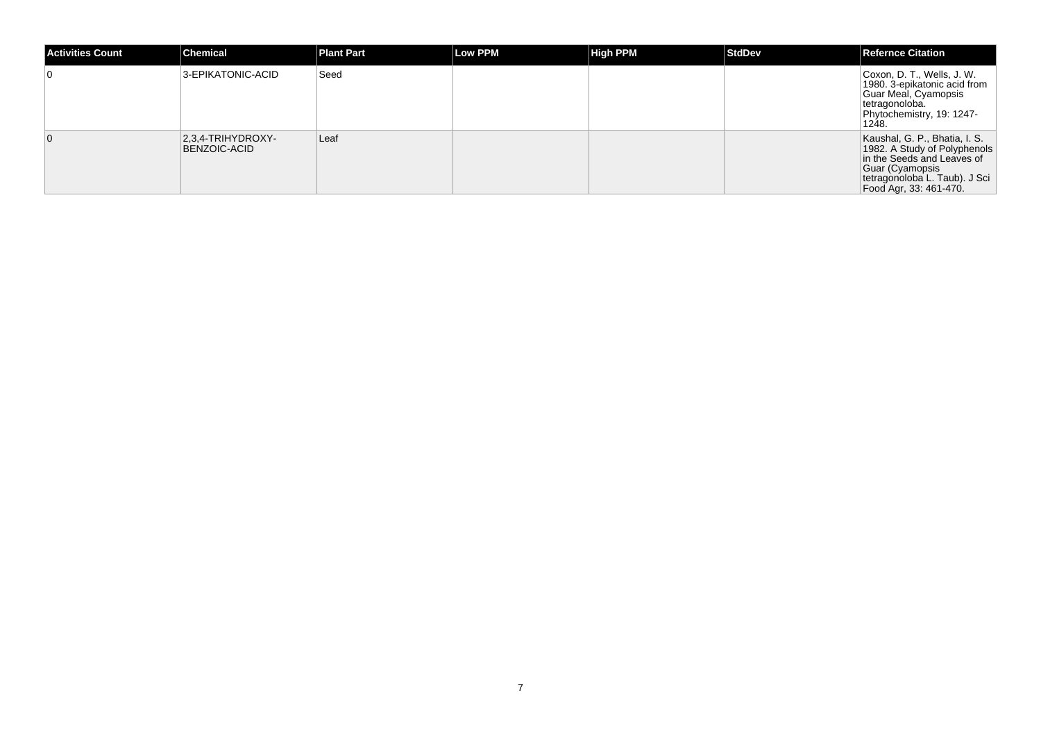| Activities Count | Chemical | Plant Part | Low PPM | High PPM | StdDev | Refernce Citation |
|---|---|---|---|---|---|---|
| 0 | 3-EPIKATONIC-ACID | Seed | | | | Coxon, D. T., Wells, J. W. 1980. 3-epikatonic acid from Guar Meal, Cyamopsis tetragonoloba. Phytochemistry, 19: 1247-1248. |
| 0 | 2,3,4-TRIHYDROXY-BENZOIC-ACID | Leaf | | | | Kaushal, G. P., Bhatia, I. S. 1982. A Study of Polyphenols in the Seeds and Leaves of Guar (Cyamopsis tetragonoloba L. Taub). J Sci Food Agr, 33: 461-470. |